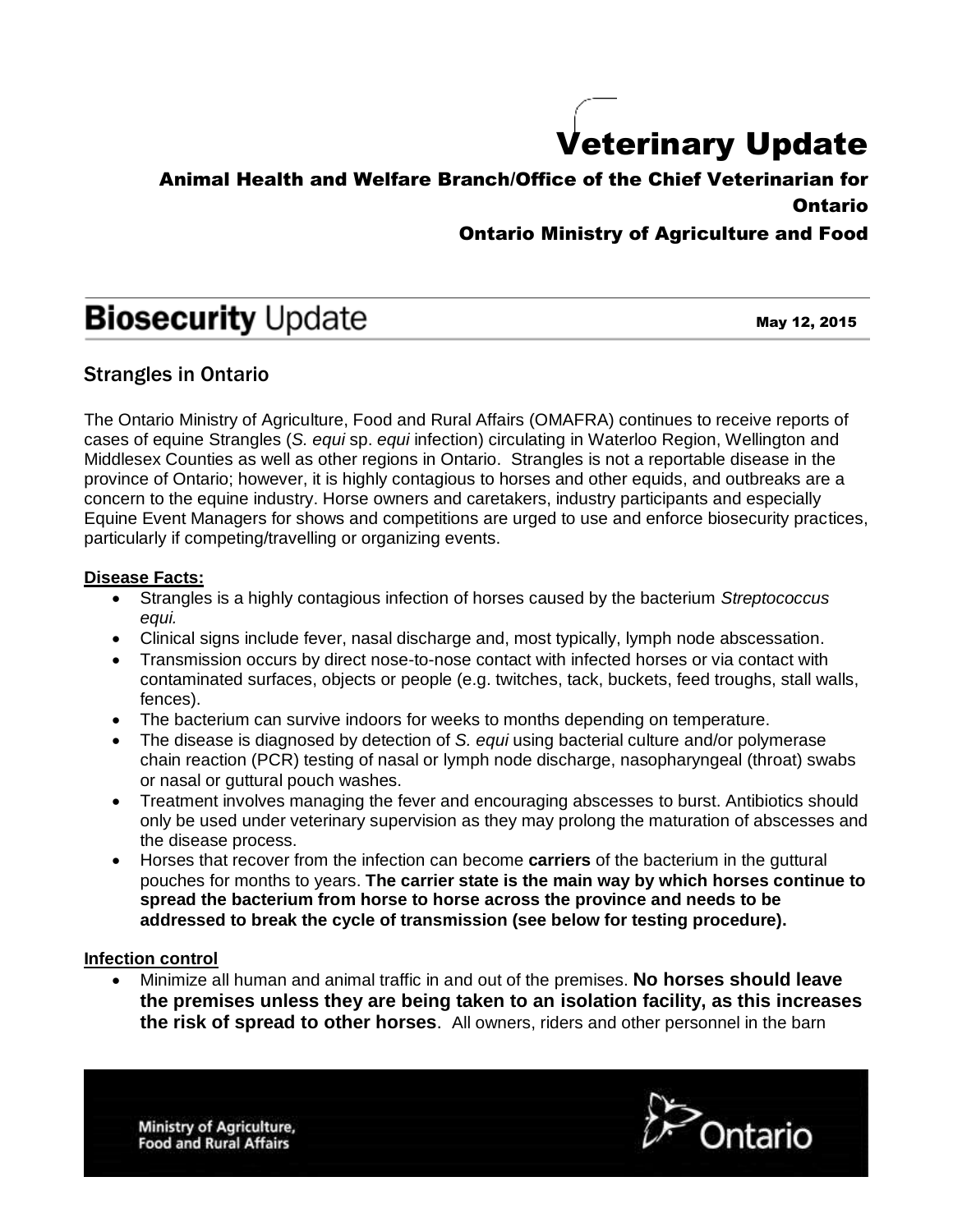# Veterinary Update

## Animal Health and Welfare Branch/Office of the Chief Veterinarian for Ontario

## Ontario Ministry of Agriculture and Food

**Biosecurity** Update

**May 12, 2015**

## Strangles in Ontario

The Ontario Ministry of Agriculture, Food and Rural Affairs (OMAFRA) continues to receive reports of cases of equine Strangles (*S. equi* sp. *equi* infection) circulating in Waterloo Region, Wellington and Middlesex Counties as well as other regions in Ontario. Strangles is not a reportable disease in the province of Ontario; however, it is highly contagious to horses and other equids, and outbreaks are a concern to the equine industry. Horse owners and caretakers, industry participants and especially Equine Event Managers for shows and competitions are urged to use and enforce biosecurity practices, particularly if competing/travelling or organizing events.

**Disease Facts:**

- Strangles is a highly contagious infection of horses caused by the bacterium *Streptococcus equi.*
- Clinical signs include fever, nasal discharge and, most typically, lymph node abscessation.
- Transmission occurs by direct nose-to-nose contact with infected horses or via contact with contaminated surfaces, objects or people (e.g. twitches, tack, buckets, feed troughs, stall walls, fences).
- The bacterium can survive indoors for weeks to months depending on temperature.
- The disease is diagnosed by detection of *S. equi* using bacterial culture and/or polymerase chain reaction (PCR) testing of nasal or lymph node discharge, nasopharyngeal (throat) swabs or nasal or guttural pouch washes.
- Treatment involves managing the fever and encouraging abscesses to burst. Antibiotics should only be used under veterinary supervision as they may prolong the maturation of abscesses and the disease process.
- Horses that recover from the infection can become **carriers** of the bacterium in the guttural pouches for months to years. **The carrier state is the main way by which horses continue to spread the bacterium from horse to horse across the province and needs to be addressed to break the cycle of transmission (see below for testing procedure).**

**Infection control**

- Minimize all human and animal traffic in and out of the premises. **No horses should leave the premises unless they are being taken to an isolation facility, as this increases the risk of spread to other horses**. All owners, riders and other personnel in the barn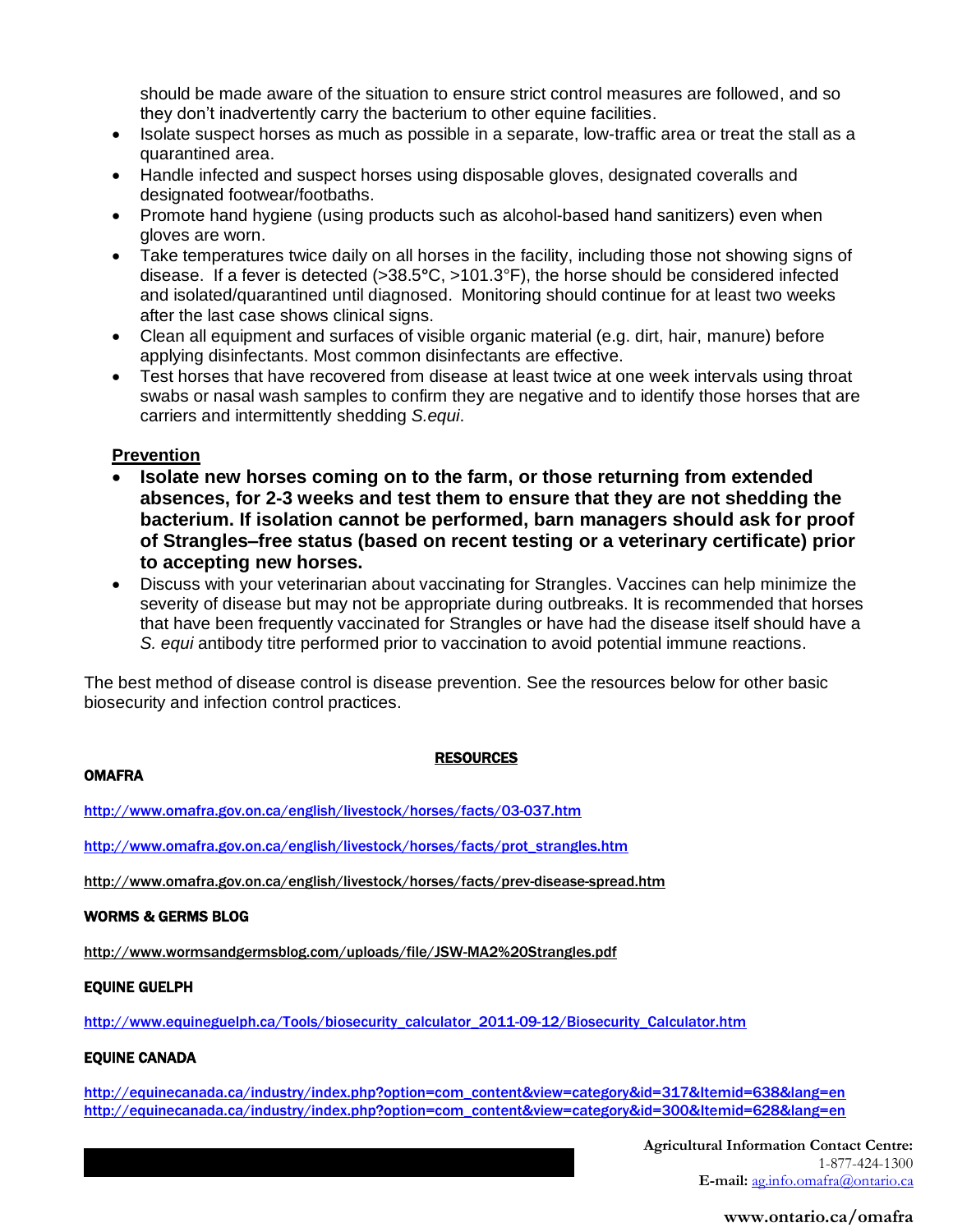should be made aware of the situation to ensure strict control measures are followed, and so they don't inadvertently carry the bacterium to other equine facilities.

- Isolate suspect horses as much as possible in a separate, low-traffic area or treat the stall as a quarantined area.
- Handle infected and suspect horses using disposable gloves, designated coveralls and designated footwear/footbaths.
- Promote hand hygiene (using products such as alcohol-based hand sanitizers) even when gloves are worn.
- Take temperatures twice daily on all horses in the facility, including those not showing signs of disease. If a fever is detected (>38.5°C, >101.3°F), the horse should be considered infected and isolated/quarantined until diagnosed. Monitoring should continue for at least two weeks after the last case shows clinical signs.
- Clean all equipment and surfaces of visible organic material (e.g. dirt, hair, manure) before applying disinfectants. Most common disinfectants are effective.
- Test horses that have recovered from disease at least twice at one week intervals using throat swabs or nasal wash samples to confirm they are negative and to identify those horses that are carriers and intermittently shedding *S.equi*.

**Prevention**

- **Isolate new horses coming on to the farm, or those returning from extended absences, for 2-3 weeks and test them to ensure that they are not shedding the bacterium. If isolation cannot be performed, barn managers should ask for proof of Strangles–free status (based on recent testing or a veterinary certificate) prior to accepting new horses.**
- Discuss with your veterinarian about vaccinating for Strangles. Vaccines can help minimize the severity of disease but may not be appropriate during outbreaks. It is recommended that horses that have been frequently vaccinated for Strangles or have had the disease itself should have a *S. equi* antibody titre performed prior to vaccination to avoid potential immune reactions.

The best method of disease control is disease prevention. See the resources below for other basic biosecurity and infection control practices.

## RESOURCES

**OMAFRA**

http://www.omafra.gov.on.ca/english/livestock/horses/facts/03-037.htm

http://www.omafra.gov.on.ca/english/livestock/horses/facts/prot_strangles.htm

http://www.omafra.gov.on.ca/english/livestock/horses/facts/prev-disease-spread.htm

**WORMS & GERMS BLOG**

http://www.wormsandgermsblog.com/uploads/file/JSW-MA2%20Strangles.pdf

**EQUINE GUELPH**

http://www.equineguelph.ca/Tools/biosecurity_calculator_2011-09-12/Biosecurity_Calculator.htm

**EQUINE CANADA**

http://equinecanada.ca/industry/index.php?option=com_content&view=category&id=317&Itemid=638&lang=en
http://equinecanada.ca/industry/index.php?option=com_content&view=category&id=300&Itemid=628&lang=en

**Agricultural Information Contact Centre:**
1-877-424-1300
**E-mail:** ag.info.omafra@ontario.ca

**www.ontario.ca/omafra**